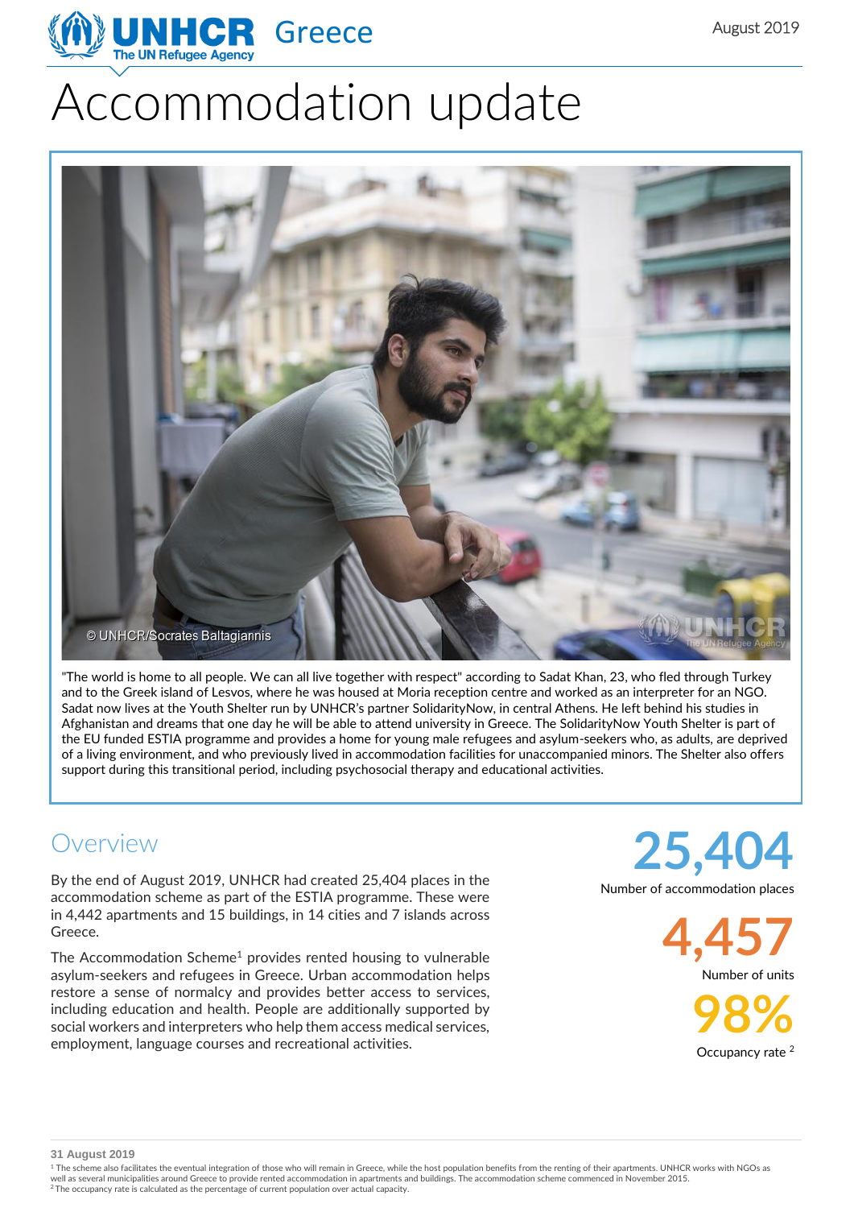UNHCR Greece
The UN Refugee Agency

August 2019

# Accommodation update

© UNHCR/Socrates Baltagiannis

"The world is home to all people. We can all live together with respect" according to Sadat Khan, 23, who fled through Turkey and to the Greek island of Lesvos, where he was housed at Moria reception centre and worked as an interpreter for an NGO. Sadat now lives at the Youth Shelter run by UNHCR's partner SolidarityNow, in central Athens. He left behind his studies in Afghanistan and dreams that one day he will be able to attend university in Greece. The SolidarityNow Youth Shelter is part of the EU funded ESTIA programme and provides a home for young male refugees and asylum-seekers who, as adults, are deprived of a living environment, and who previously lived in accommodation facilities for unaccompanied minors. The Shelter also offers support during this transitional period, including psychosocial therapy and educational activities.

## Overview

By the end of August 2019, UNHCR had created 25,404 places in the accommodation scheme as part of the ESTIA programme. These were in 4,442 apartments and 15 buildings, in 14 cities and 7 islands across Greece.

The Accommodation Scheme[1] provides rented housing to vulnerable asylum-seekers and refugees in Greece. Urban accommodation helps restore a sense of normalcy and provides better access to services, including education and health. People are additionally supported by social workers and interpreters who help them access medical services, employment, language courses and recreational activities.

**25,404**
Number of accommodation places

**4,457**
Number of units

**98%**
Occupancy rate [2]

31 August 2019

[1] The scheme also facilitates the eventual integration of those who will remain in Greece, while the host population benefits from the renting of their apartments. UNHCR works with NGOs as well as several municipalities around Greece to provide rented accommodation in apartments and buildings. The accommodation scheme commenced in November 2015.
[2] The occupancy rate is calculated as the percentage of current population over actual capacity.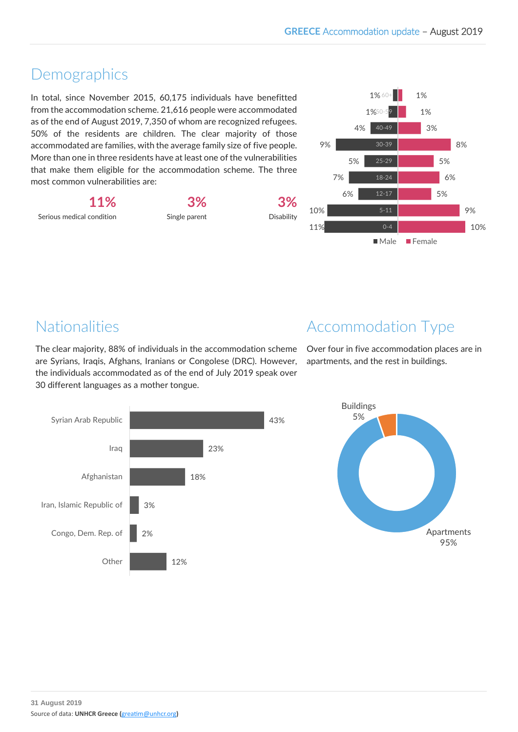## Demographics

In total, since November 2015, 60,175 individuals have benefitted from the accommodation scheme. 21,616 people were accommodated as of the end of August 2019, 7,350 of whom are recognized refugees. 50% of the residents are children. The clear majority of those accommodated are families, with the average family size of five people. More than one in three residents have at least one of the vulnerabilities that make them eligible for the accommodation scheme. The three most common vulnerabilities are:

| 11% | 3% | 3% |
|---|---|---|
| Serious medical condition | Single parent | Disability |

| Age | Male | Female |
|---|---|---|
| 60+ | 1% | 1% |
| 50-59 | 1% | 1% |
| 40-49 | 4% | 3% |
| 30-39 | 9% | 8% |
| 25-29 | 5% | 5% |
| 18-24 | 7% | 6% |
| 12-17 | 6% | 5% |
| 5-11 | 10% | 9% |
| 0-4 | 11% | 10% |

## Nationalities

The clear majority, 88% of individuals in the accommodation scheme are Syrians, Iraqis, Afghans, Iranians or Congolese (DRC). However, the individuals accommodated as of the end of July 2019 speak over 30 different languages as a mother tongue.

| Nationality | % |
|---|---|
| Syrian Arab Republic | 43% |
| Iraq | 23% |
| Afghanistan | 18% |
| Iran, Islamic Republic of | 3% |
| Congo, Dem. Rep. of | 2% |
| Other | 12% |

## Accommodation Type

Over four in five accommodation places are in apartments, and the rest in buildings.

| Type | % |
|---|---|
| Buildings | 5% |
| Apartments | 95% |

**31 August 2019**

Source of data: **UNHCR Greece (**greatim@unhcr.org**)**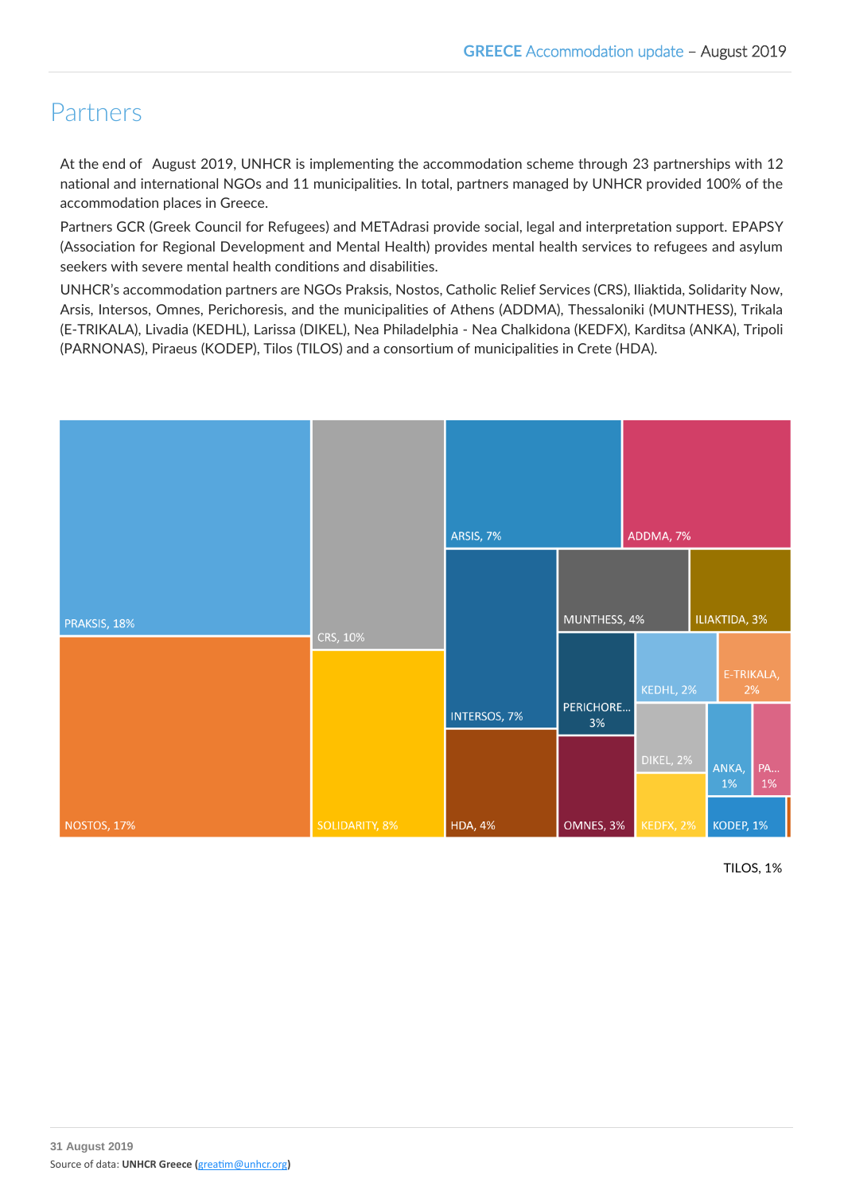## Partners

At the end of August 2019, UNHCR is implementing the accommodation scheme through 23 partnerships with 12 national and international NGOs and 11 municipalities. In total, partners managed by UNHCR provided 100% of the accommodation places in Greece.

Partners GCR (Greek Council for Refugees) and METAdrasi provide social, legal and interpretation support. EPAPSY (Association for Regional Development and Mental Health) provides mental health services to refugees and asylum seekers with severe mental health conditions and disabilities.

UNHCR's accommodation partners are NGOs Praksis, Nostos, Catholic Relief Services (CRS), Iliaktida, Solidarity Now, Arsis, Intersos, Omnes, Perichoresis, and the municipalities of Athens (ADDMA), Thessaloniki (MUNTHESS), Trikala (E-TRIKALA), Livadia (KEDHL), Larissa (DIKEL), Nea Philadelphia - Nea Chalkidona (KEDFX), Karditsa (ANKA), Tripoli (PARNONAS), Piraeus (KODEP), Tilos (TILOS) and a consortium of municipalities in Crete (HDA).

PRAKSIS, 18%
NOSTOS, 17%
CRS, 10%
SOLIDARITY, 8%
ARSIS, 7%
ADDMA, 7%
INTERSOS, 7%
HDA, 4%
MUNTHESS, 4%
ILIAKTIDA, 3%
PERICHORE... 3%
OMNES, 3%
KEDHL, 2%
E-TRIKALA, 2%
DIKEL, 2%
KEDFX, 2%
ANKA, 1%
PA... 1%
KODEP, 1%
TILOS, 1%

31 August 2019
Source of data: **UNHCR Greece** (greatim@unhcr.org)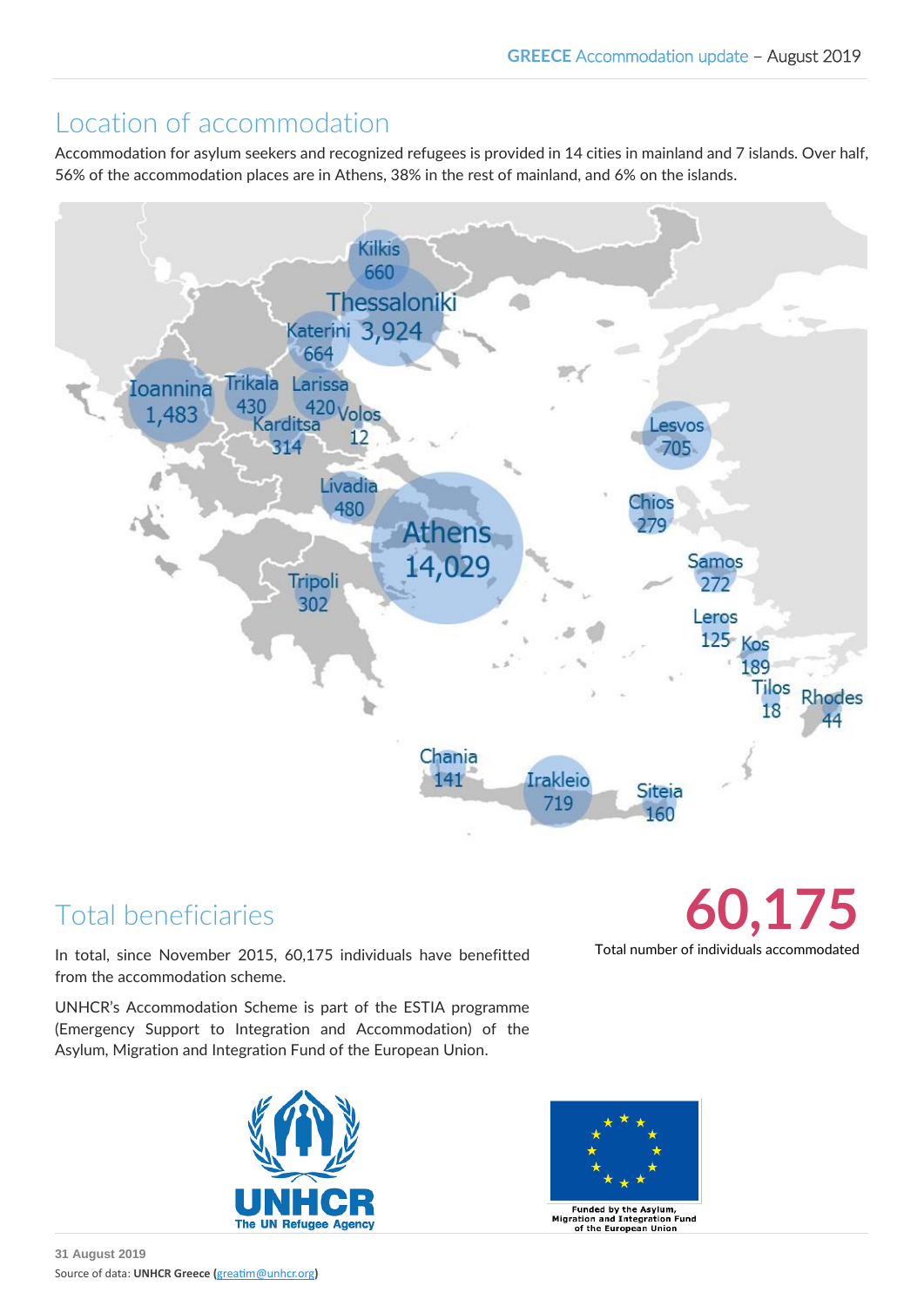## Location of accommodation

Accommodation for asylum seekers and recognized refugees is provided in 14 cities in mainland and 7 islands. Over half, 56% of the accommodation places are in Athens, 38% in the rest of mainland, and 6% on the islands.

Kilkis 660
Thessaloniki 3,924
Katerini 664
Ioannina 1,483
Trikala 430
Larissa 420
Volos 12
Karditsa 314
Livadia 480
Athens 14,029
Tripoli 302
Lesvos 705
Chios 279
Samos 272
Leros 125
Kos 189
Tilos 18
Rhodes 44
Chania 141
Irakleio 719
Siteia 160

## Total beneficiaries

In total, since November 2015, 60,175 individuals have benefitted from the accommodation scheme.

UNHCR's Accommodation Scheme is part of the ESTIA programme (Emergency Support to Integration and Accommodation) of the Asylum, Migration and Integration Fund of the European Union.

**60,175**

Total number of individuals accommodated

UNHCR The UN Refugee Agency

Funded by the Asylum, Migration and Integration Fund of the European Union

**31 August 2019**

Source of data: **UNHCR Greece (greatim@unhcr.org)**